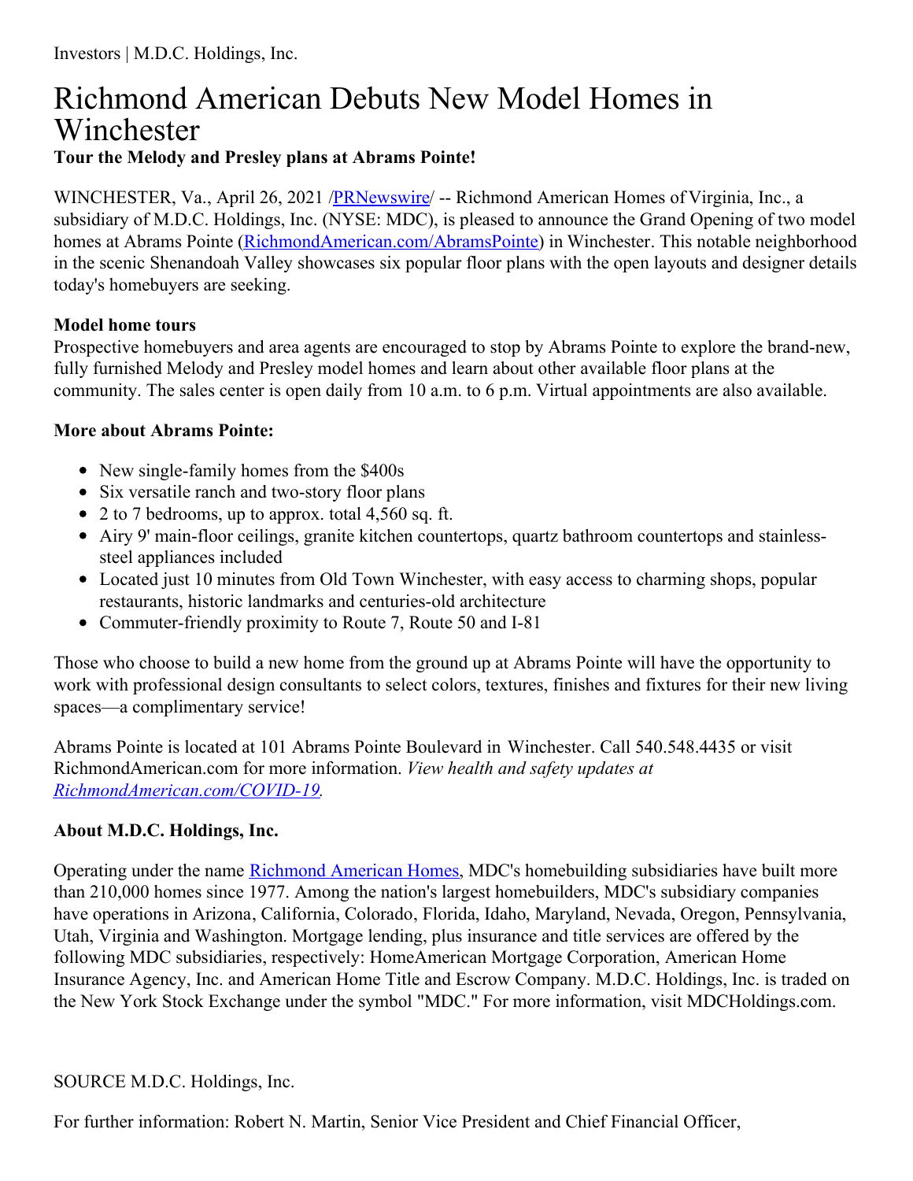Investors | M.D.C. Holdings, Inc.

# Richmond American Debuts New Model Homes in Winchester

**Tour the Melody and Presley plans at Abrams Pointe!**

WINCHESTER, Va., April 26, 2021 /PRNewswire/ -- Richmond American Homes of Virginia, Inc., a subsidiary of M.D.C. Holdings, Inc. (NYSE: MDC), is pleased to announce the Grand Opening of two model homes at Abrams Pointe (RichmondAmerican.com/AbramsPointe) in Winchester. This notable neighborhood in the scenic Shenandoah Valley showcases six popular floor plans with the open layouts and designer details today's homebuyers are seeking.

**Model home tours**

Prospective homebuyers and area agents are encouraged to stop by Abrams Pointe to explore the brand-new, fully furnished Melody and Presley model homes and learn about other available floor plans at the community. The sales center is open daily from 10 a.m. to 6 p.m. Virtual appointments are also available.

**More about Abrams Pointe:**

- New single-family homes from the $400s
- Six versatile ranch and two-story floor plans
- 2 to 7 bedrooms, up to approx. total 4,560 sq. ft.
- Airy 9' main-floor ceilings, granite kitchen countertops, quartz bathroom countertops and stainless-steel appliances included
- Located just 10 minutes from Old Town Winchester, with easy access to charming shops, popular restaurants, historic landmarks and centuries-old architecture
- Commuter-friendly proximity to Route 7, Route 50 and I-81

Those who choose to build a new home from the ground up at Abrams Pointe will have the opportunity to work with professional design consultants to select colors, textures, finishes and fixtures for their new living spaces—a complimentary service!

Abrams Pointe is located at 101 Abrams Pointe Boulevard in Winchester. Call 540.548.4435 or visit RichmondAmerican.com for more information. *View health and safety updates at RichmondAmerican.com/COVID-19.*

**About M.D.C. Holdings, Inc.**

Operating under the name Richmond American Homes, MDC's homebuilding subsidiaries have built more than 210,000 homes since 1977. Among the nation's largest homebuilders, MDC's subsidiary companies have operations in Arizona, California, Colorado, Florida, Idaho, Maryland, Nevada, Oregon, Pennsylvania, Utah, Virginia and Washington. Mortgage lending, plus insurance and title services are offered by the following MDC subsidiaries, respectively: HomeAmerican Mortgage Corporation, American Home Insurance Agency, Inc. and American Home Title and Escrow Company. M.D.C. Holdings, Inc. is traded on the New York Stock Exchange under the symbol "MDC." For more information, visit MDCHoldings.com.

SOURCE M.D.C. Holdings, Inc.

For further information: Robert N. Martin, Senior Vice President and Chief Financial Officer,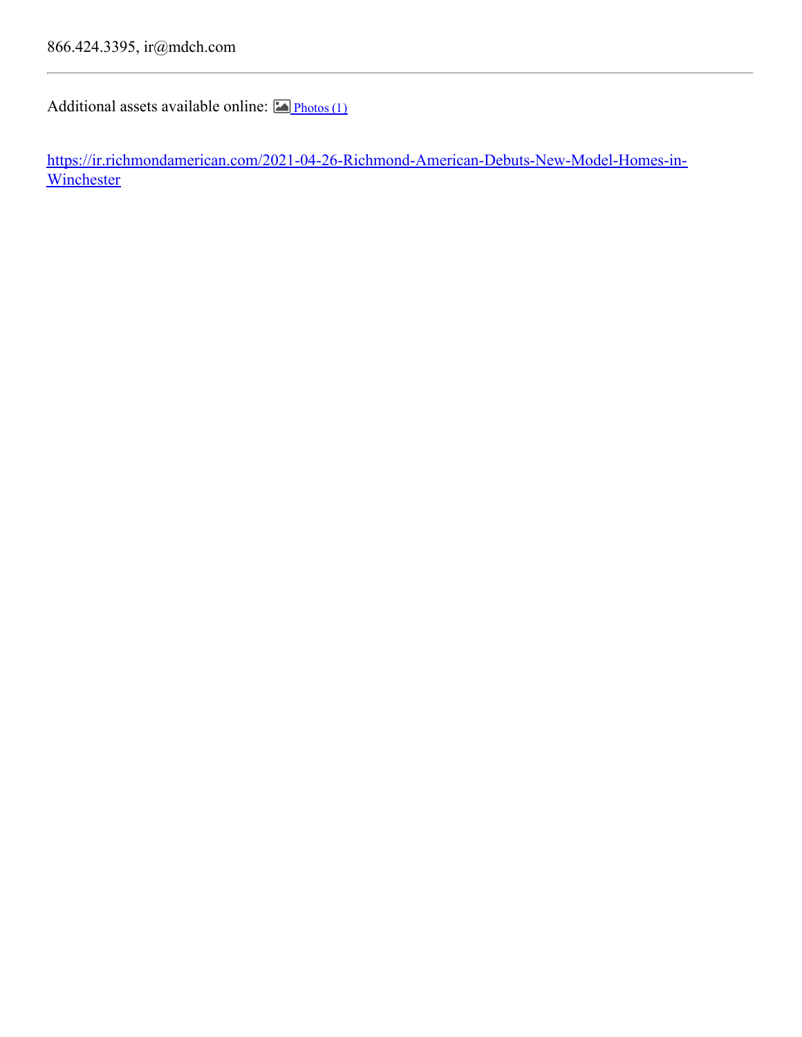866.424.3395, ir@mdch.com

---

Additional assets available online: Photos (1)

https://ir.richmondamerican.com/2021-04-26-Richmond-American-Debuts-New-Model-Homes-in-Winchester